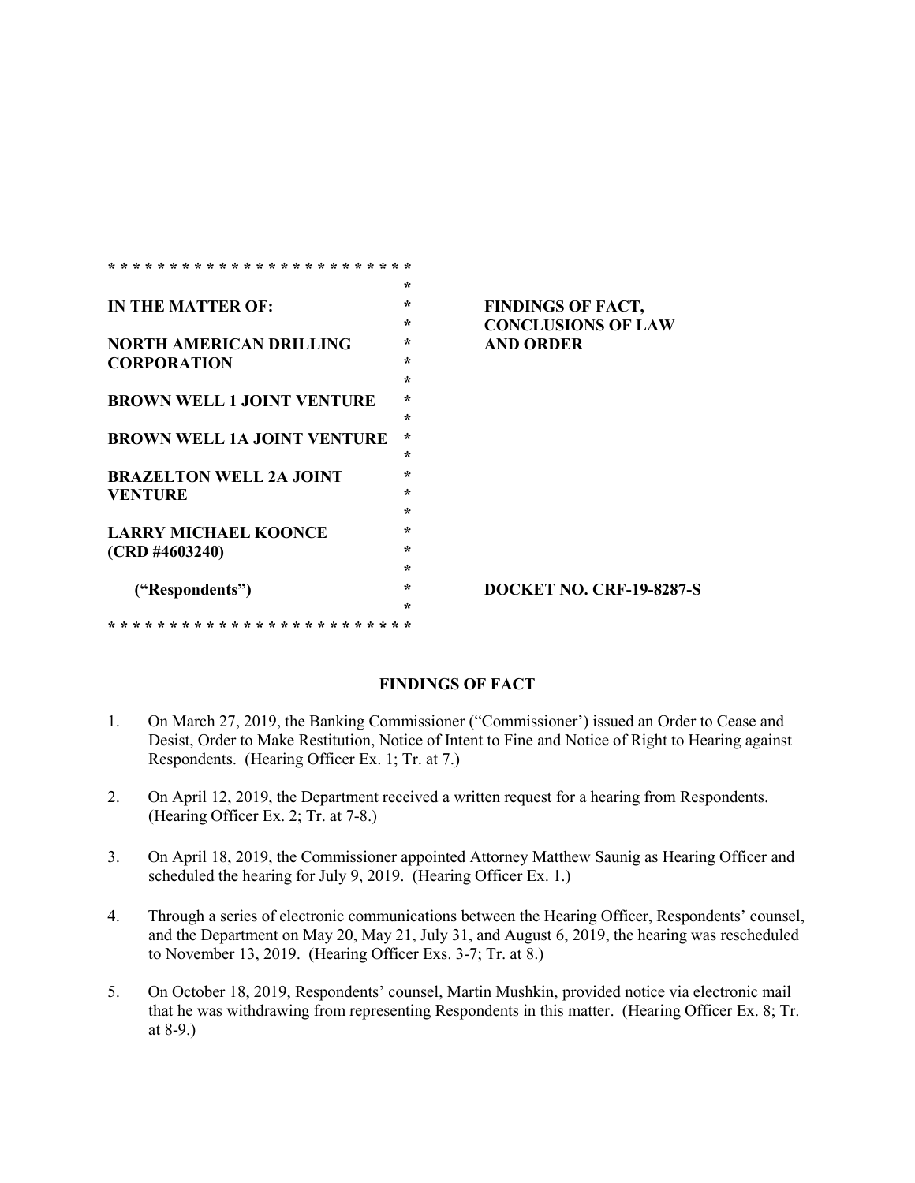| IN THE MATTER OF: | FINDINGS OF FACT, CONCLUSIONS OF LAW AND ORDER |
| --- | --- |
| NORTH AMERICAN DRILLING CORPORATION | |
| BROWN WELL 1 JOINT VENTURE | |
| BROWN WELL 1A JOINT VENTURE | |
| BRAZELTON WELL 2A JOINT VENTURE | |
| LARRY MICHAEL KOONCE (CRD #4603240) | |
| ("Respondents") | DOCKET NO. CRF-19-8287-S |

## FINDINGS OF FACT

1. On March 27, 2019, the Banking Commissioner ("Commissioner') issued an Order to Cease and Desist, Order to Make Restitution, Notice of Intent to Fine and Notice of Right to Hearing against Respondents. (Hearing Officer Ex. 1; Tr. at 7.)

2. On April 12, 2019, the Department received a written request for a hearing from Respondents. (Hearing Officer Ex. 2; Tr. at 7-8.)

3. On April 18, 2019, the Commissioner appointed Attorney Matthew Saunig as Hearing Officer and scheduled the hearing for July 9, 2019. (Hearing Officer Ex. 1.)

4. Through a series of electronic communications between the Hearing Officer, Respondents' counsel, and the Department on May 20, May 21, July 31, and August 6, 2019, the hearing was rescheduled to November 13, 2019. (Hearing Officer Exs. 3-7; Tr. at 8.)

5. On October 18, 2019, Respondents' counsel, Martin Mushkin, provided notice via electronic mail that he was withdrawing from representing Respondents in this matter. (Hearing Officer Ex. 8; Tr. at 8-9.)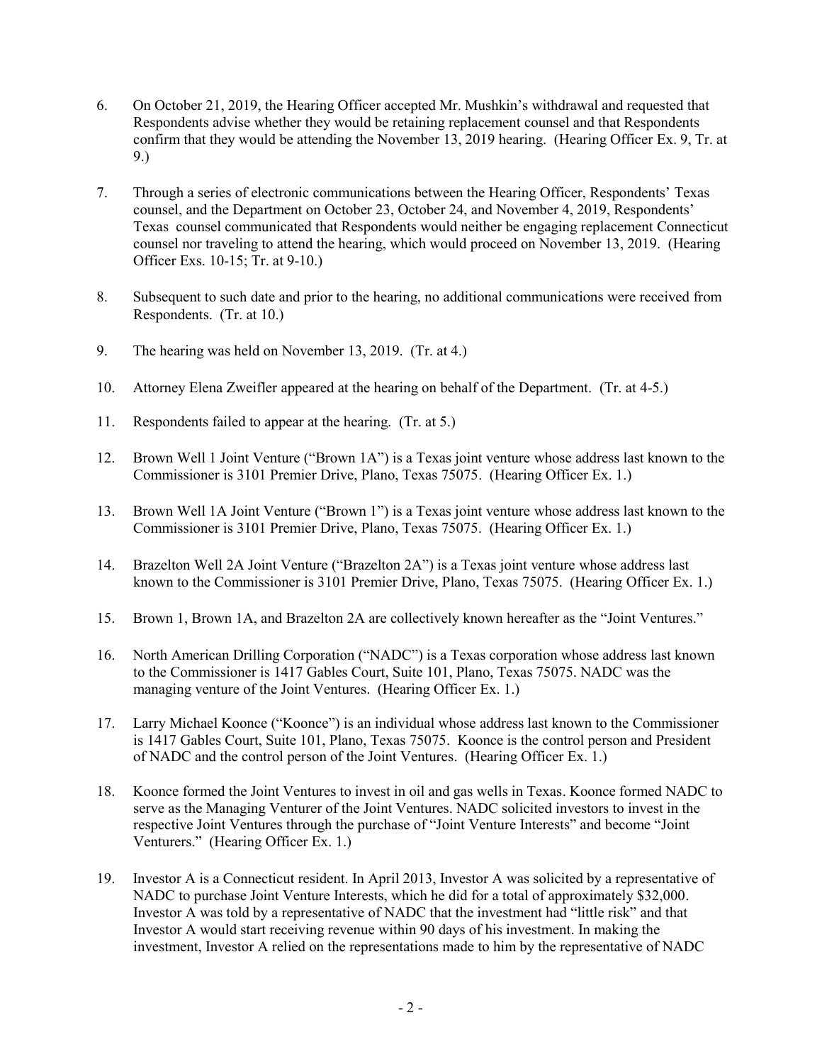6. On October 21, 2019, the Hearing Officer accepted Mr. Mushkin's withdrawal and requested that Respondents advise whether they would be retaining replacement counsel and that Respondents confirm that they would be attending the November 13, 2019 hearing. (Hearing Officer Ex. 9, Tr. at 9.)

7. Through a series of electronic communications between the Hearing Officer, Respondents' Texas counsel, and the Department on October 23, October 24, and November 4, 2019, Respondents' Texas counsel communicated that Respondents would neither be engaging replacement Connecticut counsel nor traveling to attend the hearing, which would proceed on November 13, 2019. (Hearing Officer Exs. 10-15; Tr. at 9-10.)

8. Subsequent to such date and prior to the hearing, no additional communications were received from Respondents. (Tr. at 10.)

9. The hearing was held on November 13, 2019. (Tr. at 4.)

10. Attorney Elena Zweifler appeared at the hearing on behalf of the Department. (Tr. at 4-5.)

11. Respondents failed to appear at the hearing. (Tr. at 5.)

12. Brown Well 1 Joint Venture ("Brown 1A") is a Texas joint venture whose address last known to the Commissioner is 3101 Premier Drive, Plano, Texas 75075. (Hearing Officer Ex. 1.)

13. Brown Well 1A Joint Venture ("Brown 1") is a Texas joint venture whose address last known to the Commissioner is 3101 Premier Drive, Plano, Texas 75075. (Hearing Officer Ex. 1.)

14. Brazelton Well 2A Joint Venture ("Brazelton 2A") is a Texas joint venture whose address last known to the Commissioner is 3101 Premier Drive, Plano, Texas 75075. (Hearing Officer Ex. 1.)

15. Brown 1, Brown 1A, and Brazelton 2A are collectively known hereafter as the "Joint Ventures."

16. North American Drilling Corporation ("NADC") is a Texas corporation whose address last known to the Commissioner is 1417 Gables Court, Suite 101, Plano, Texas 75075. NADC was the managing venture of the Joint Ventures. (Hearing Officer Ex. 1.)

17. Larry Michael Koonce ("Koonce") is an individual whose address last known to the Commissioner is 1417 Gables Court, Suite 101, Plano, Texas 75075. Koonce is the control person and President of NADC and the control person of the Joint Ventures. (Hearing Officer Ex. 1.)

18. Koonce formed the Joint Ventures to invest in oil and gas wells in Texas. Koonce formed NADC to serve as the Managing Venturer of the Joint Ventures. NADC solicited investors to invest in the respective Joint Ventures through the purchase of "Joint Venture Interests" and become "Joint Venturers." (Hearing Officer Ex. 1.)

19. Investor A is a Connecticut resident. In April 2013, Investor A was solicited by a representative of NADC to purchase Joint Venture Interests, which he did for a total of approximately $32,000. Investor A was told by a representative of NADC that the investment had "little risk" and that Investor A would start receiving revenue within 90 days of his investment. In making the investment, Investor A relied on the representations made to him by the representative of NADC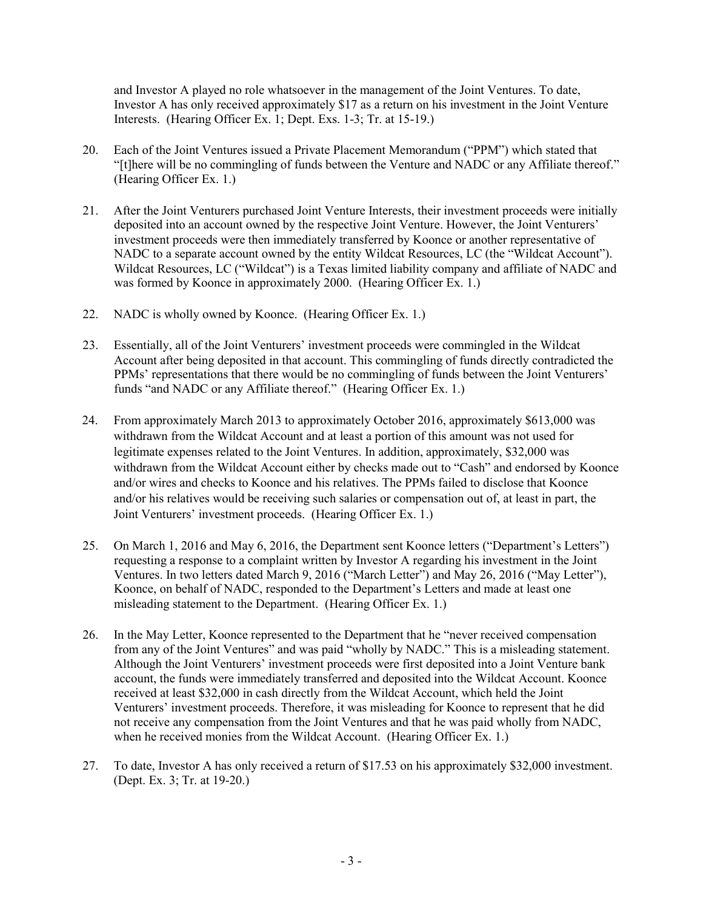and Investor A played no role whatsoever in the management of the Joint Ventures. To date, Investor A has only received approximately $17 as a return on his investment in the Joint Venture Interests. (Hearing Officer Ex. 1; Dept. Exs. 1-3; Tr. at 15-19.)

20. Each of the Joint Ventures issued a Private Placement Memorandum ("PPM") which stated that "[t]here will be no commingling of funds between the Venture and NADC or any Affiliate thereof." (Hearing Officer Ex. 1.)

21. After the Joint Venturers purchased Joint Venture Interests, their investment proceeds were initially deposited into an account owned by the respective Joint Venture. However, the Joint Venturers' investment proceeds were then immediately transferred by Koonce or another representative of NADC to a separate account owned by the entity Wildcat Resources, LC (the "Wildcat Account"). Wildcat Resources, LC ("Wildcat") is a Texas limited liability company and affiliate of NADC and was formed by Koonce in approximately 2000. (Hearing Officer Ex. 1.)

22. NADC is wholly owned by Koonce. (Hearing Officer Ex. 1.)

23. Essentially, all of the Joint Venturers' investment proceeds were commingled in the Wildcat Account after being deposited in that account. This commingling of funds directly contradicted the PPMs' representations that there would be no commingling of funds between the Joint Venturers' funds "and NADC or any Affiliate thereof." (Hearing Officer Ex. 1.)

24. From approximately March 2013 to approximately October 2016, approximately $613,000 was withdrawn from the Wildcat Account and at least a portion of this amount was not used for legitimate expenses related to the Joint Ventures. In addition, approximately, $32,000 was withdrawn from the Wildcat Account either by checks made out to "Cash" and endorsed by Koonce and/or wires and checks to Koonce and his relatives. The PPMs failed to disclose that Koonce and/or his relatives would be receiving such salaries or compensation out of, at least in part, the Joint Venturers' investment proceeds. (Hearing Officer Ex. 1.)

25. On March 1, 2016 and May 6, 2016, the Department sent Koonce letters ("Department's Letters") requesting a response to a complaint written by Investor A regarding his investment in the Joint Ventures. In two letters dated March 9, 2016 ("March Letter") and May 26, 2016 ("May Letter"), Koonce, on behalf of NADC, responded to the Department's Letters and made at least one misleading statement to the Department. (Hearing Officer Ex. 1.)

26. In the May Letter, Koonce represented to the Department that he "never received compensation from any of the Joint Ventures" and was paid "wholly by NADC." This is a misleading statement. Although the Joint Venturers' investment proceeds were first deposited into a Joint Venture bank account, the funds were immediately transferred and deposited into the Wildcat Account. Koonce received at least $32,000 in cash directly from the Wildcat Account, which held the Joint Venturers' investment proceeds. Therefore, it was misleading for Koonce to represent that he did not receive any compensation from the Joint Ventures and that he was paid wholly from NADC, when he received monies from the Wildcat Account. (Hearing Officer Ex. 1.)

27. To date, Investor A has only received a return of $17.53 on his approximately $32,000 investment. (Dept. Ex. 3; Tr. at 19-20.)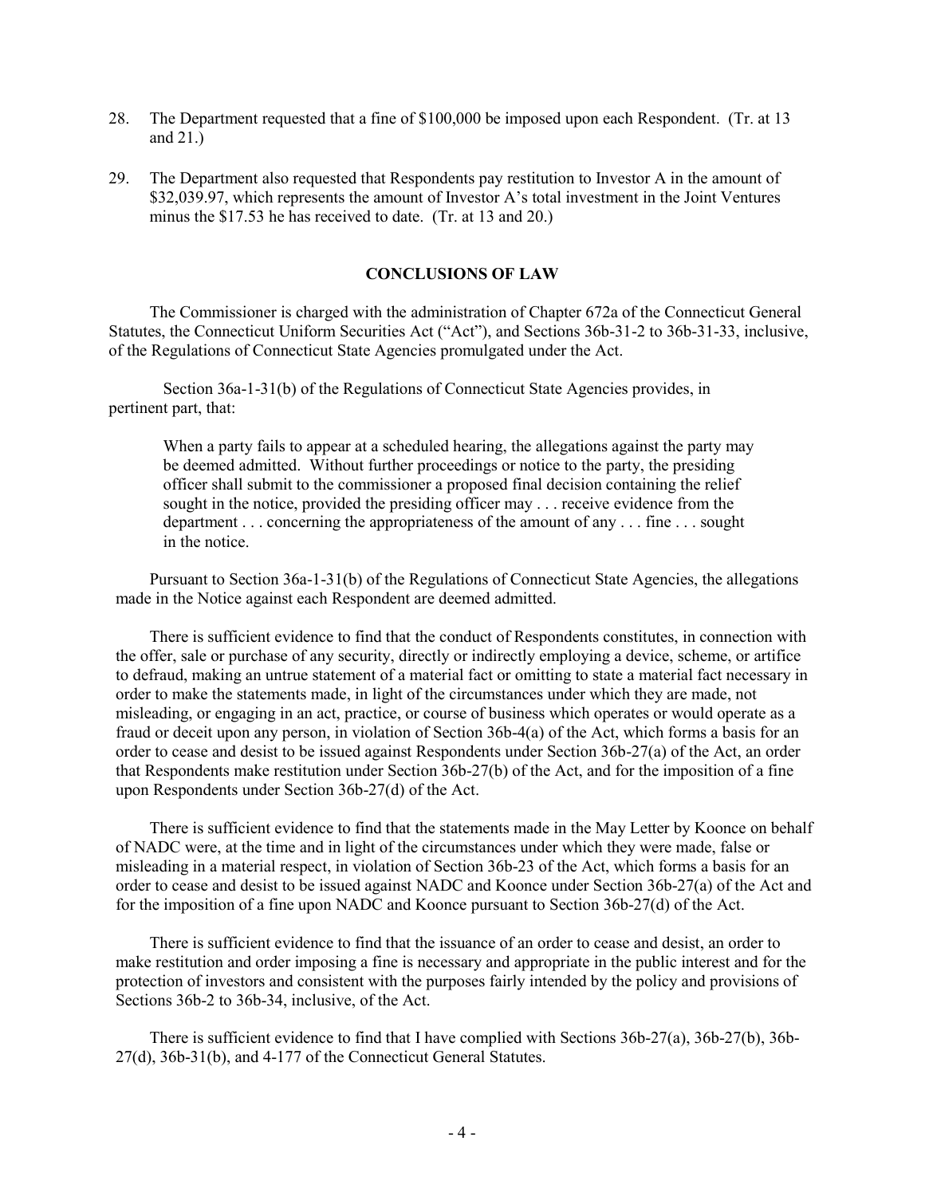28. The Department requested that a fine of $100,000 be imposed upon each Respondent. (Tr. at 13 and 21.)

29. The Department also requested that Respondents pay restitution to Investor A in the amount of $32,039.97, which represents the amount of Investor A's total investment in the Joint Ventures minus the $17.53 he has received to date. (Tr. at 13 and 20.)

## CONCLUSIONS OF LAW

The Commissioner is charged with the administration of Chapter 672a of the Connecticut General Statutes, the Connecticut Uniform Securities Act ("Act"), and Sections 36b-31-2 to 36b-31-33, inclusive, of the Regulations of Connecticut State Agencies promulgated under the Act.

Section 36a-1-31(b) of the Regulations of Connecticut State Agencies provides, in pertinent part, that:

> When a party fails to appear at a scheduled hearing, the allegations against the party may be deemed admitted. Without further proceedings or notice to the party, the presiding officer shall submit to the commissioner a proposed final decision containing the relief sought in the notice, provided the presiding officer may . . . receive evidence from the department . . . concerning the appropriateness of the amount of any . . . fine . . . sought in the notice.

Pursuant to Section 36a-1-31(b) of the Regulations of Connecticut State Agencies, the allegations made in the Notice against each Respondent are deemed admitted.

There is sufficient evidence to find that the conduct of Respondents constitutes, in connection with the offer, sale or purchase of any security, directly or indirectly employing a device, scheme, or artifice to defraud, making an untrue statement of a material fact or omitting to state a material fact necessary in order to make the statements made, in light of the circumstances under which they are made, not misleading, or engaging in an act, practice, or course of business which operates or would operate as a fraud or deceit upon any person, in violation of Section 36b-4(a) of the Act, which forms a basis for an order to cease and desist to be issued against Respondents under Section 36b-27(a) of the Act, an order that Respondents make restitution under Section 36b-27(b) of the Act, and for the imposition of a fine upon Respondents under Section 36b-27(d) of the Act.

There is sufficient evidence to find that the statements made in the May Letter by Koonce on behalf of NADC were, at the time and in light of the circumstances under which they were made, false or misleading in a material respect, in violation of Section 36b-23 of the Act, which forms a basis for an order to cease and desist to be issued against NADC and Koonce under Section 36b-27(a) of the Act and for the imposition of a fine upon NADC and Koonce pursuant to Section 36b-27(d) of the Act.

There is sufficient evidence to find that the issuance of an order to cease and desist, an order to make restitution and order imposing a fine is necessary and appropriate in the public interest and for the protection of investors and consistent with the purposes fairly intended by the policy and provisions of Sections 36b-2 to 36b-34, inclusive, of the Act.

There is sufficient evidence to find that I have complied with Sections 36b-27(a), 36b-27(b), 36b-27(d), 36b-31(b), and 4-177 of the Connecticut General Statutes.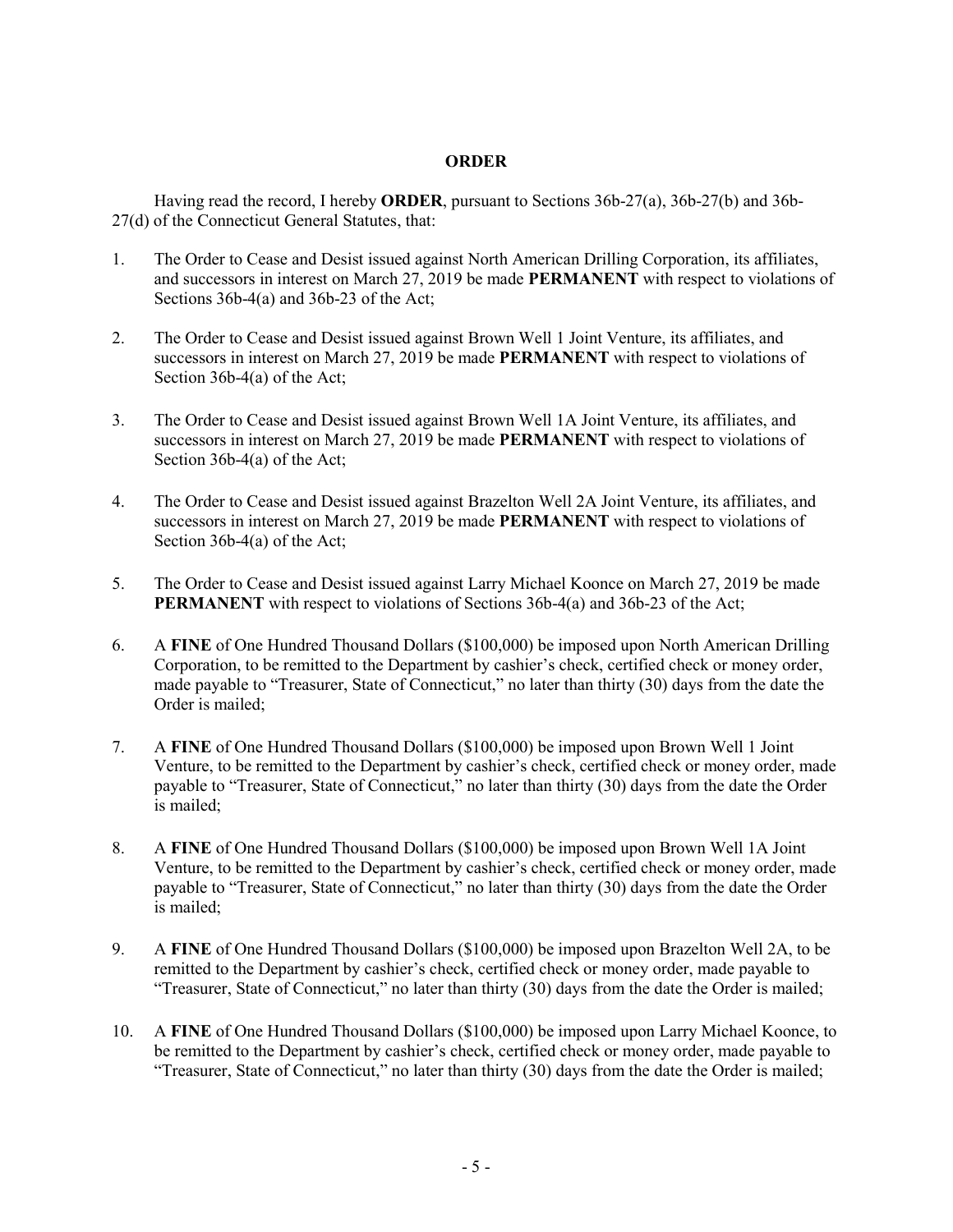## ORDER

Having read the record, I hereby **ORDER**, pursuant to Sections 36b-27(a), 36b-27(b) and 36b-27(d) of the Connecticut General Statutes, that:

1. The Order to Cease and Desist issued against North American Drilling Corporation, its affiliates, and successors in interest on March 27, 2019 be made **PERMANENT** with respect to violations of Sections 36b-4(a) and 36b-23 of the Act;

2. The Order to Cease and Desist issued against Brown Well 1 Joint Venture, its affiliates, and successors in interest on March 27, 2019 be made **PERMANENT** with respect to violations of Section 36b-4(a) of the Act;

3. The Order to Cease and Desist issued against Brown Well 1A Joint Venture, its affiliates, and successors in interest on March 27, 2019 be made **PERMANENT** with respect to violations of Section 36b-4(a) of the Act;

4. The Order to Cease and Desist issued against Brazelton Well 2A Joint Venture, its affiliates, and successors in interest on March 27, 2019 be made **PERMANENT** with respect to violations of Section 36b-4(a) of the Act;

5. The Order to Cease and Desist issued against Larry Michael Koonce on March 27, 2019 be made **PERMANENT** with respect to violations of Sections 36b-4(a) and 36b-23 of the Act;

6. A **FINE** of One Hundred Thousand Dollars ($100,000) be imposed upon North American Drilling Corporation, to be remitted to the Department by cashier's check, certified check or money order, made payable to "Treasurer, State of Connecticut," no later than thirty (30) days from the date the Order is mailed;

7. A **FINE** of One Hundred Thousand Dollars ($100,000) be imposed upon Brown Well 1 Joint Venture, to be remitted to the Department by cashier's check, certified check or money order, made payable to "Treasurer, State of Connecticut," no later than thirty (30) days from the date the Order is mailed;

8. A **FINE** of One Hundred Thousand Dollars ($100,000) be imposed upon Brown Well 1A Joint Venture, to be remitted to the Department by cashier's check, certified check or money order, made payable to "Treasurer, State of Connecticut," no later than thirty (30) days from the date the Order is mailed;

9. A **FINE** of One Hundred Thousand Dollars ($100,000) be imposed upon Brazelton Well 2A, to be remitted to the Department by cashier's check, certified check or money order, made payable to "Treasurer, State of Connecticut," no later than thirty (30) days from the date the Order is mailed;

10. A **FINE** of One Hundred Thousand Dollars ($100,000) be imposed upon Larry Michael Koonce, to be remitted to the Department by cashier's check, certified check or money order, made payable to "Treasurer, State of Connecticut," no later than thirty (30) days from the date the Order is mailed;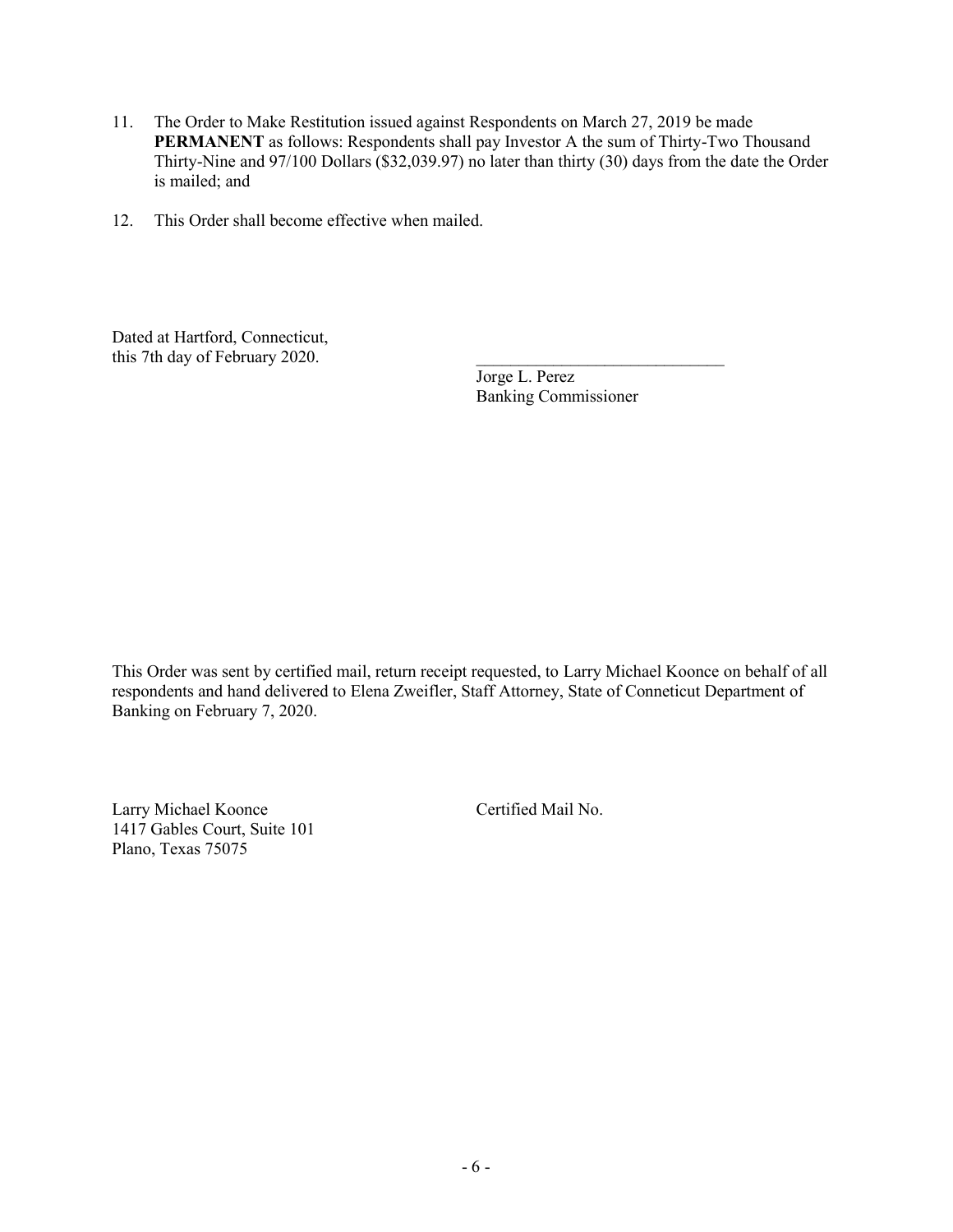11. The Order to Make Restitution issued against Respondents on March 27, 2019 be made **PERMANENT** as follows: Respondents shall pay Investor A the sum of Thirty-Two Thousand Thirty-Nine and 97/100 Dollars ($32,039.97) no later than thirty (30) days from the date the Order is mailed; and

12. This Order shall become effective when mailed.

Dated at Hartford, Connecticut,
this 7th day of February 2020.

\_\_\_\_\_\_\_\_\_\_\_\_\_\_\_\_\_\_\_\_\_\_\_\_\_\_\_\_\_\_
Jorge L. Perez
Banking Commissioner

This Order was sent by certified mail, return receipt requested, to Larry Michael Koonce on behalf of all respondents and hand delivered to Elena Zweifler, Staff Attorney, State of Conneticut Department of Banking on February 7, 2020.

Larry Michael Koonce
1417 Gables Court, Suite 101
Plano, Texas 75075

Certified Mail No.